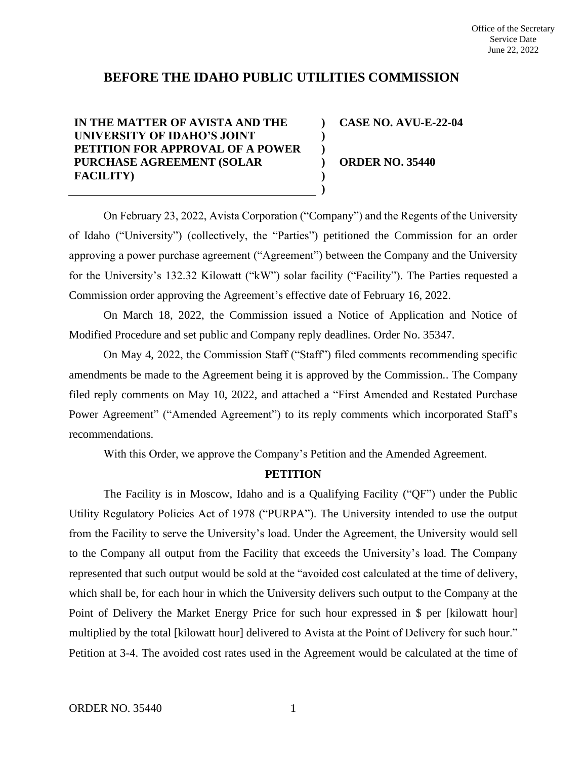Office of the Secretary
Service Date
June 22, 2022

# BEFORE THE IDAHO PUBLIC UTILITIES COMMISSION

| | | |
|---|---|---|
| **IN THE MATTER OF AVISTA AND THE UNIVERSITY OF IDAHO'S JOINT PETITION FOR APPROVAL OF A POWER PURCHASE AGREEMENT (SOLAR FACILITY)** | **)** | **CASE NO. AVU-E-22-04** |
| | **)** | **ORDER NO. 35440** |

On February 23, 2022, Avista Corporation ("Company") and the Regents of the University of Idaho ("University") (collectively, the "Parties") petitioned the Commission for an order approving a power purchase agreement ("Agreement") between the Company and the University for the University's 132.32 Kilowatt ("kW") solar facility ("Facility"). The Parties requested a Commission order approving the Agreement's effective date of February 16, 2022.

On March 18, 2022, the Commission issued a Notice of Application and Notice of Modified Procedure and set public and Company reply deadlines. Order No. 35347.

On May 4, 2022, the Commission Staff ("Staff") filed comments recommending specific amendments be made to the Agreement being it is approved by the Commission.. The Company filed reply comments on May 10, 2022, and attached a "First Amended and Restated Purchase Power Agreement" ("Amended Agreement") to its reply comments which incorporated Staff's recommendations.

With this Order, we approve the Company's Petition and the Amended Agreement.

## PETITION

The Facility is in Moscow, Idaho and is a Qualifying Facility ("QF") under the Public Utility Regulatory Policies Act of 1978 ("PURPA"). The University intended to use the output from the Facility to serve the University's load. Under the Agreement, the University would sell to the Company all output from the Facility that exceeds the University's load. The Company represented that such output would be sold at the "avoided cost calculated at the time of delivery, which shall be, for each hour in which the University delivers such output to the Company at the Point of Delivery the Market Energy Price for such hour expressed in $ per [kilowatt hour] multiplied by the total [kilowatt hour] delivered to Avista at the Point of Delivery for such hour." Petition at 3-4. The avoided cost rates used in the Agreement would be calculated at the time of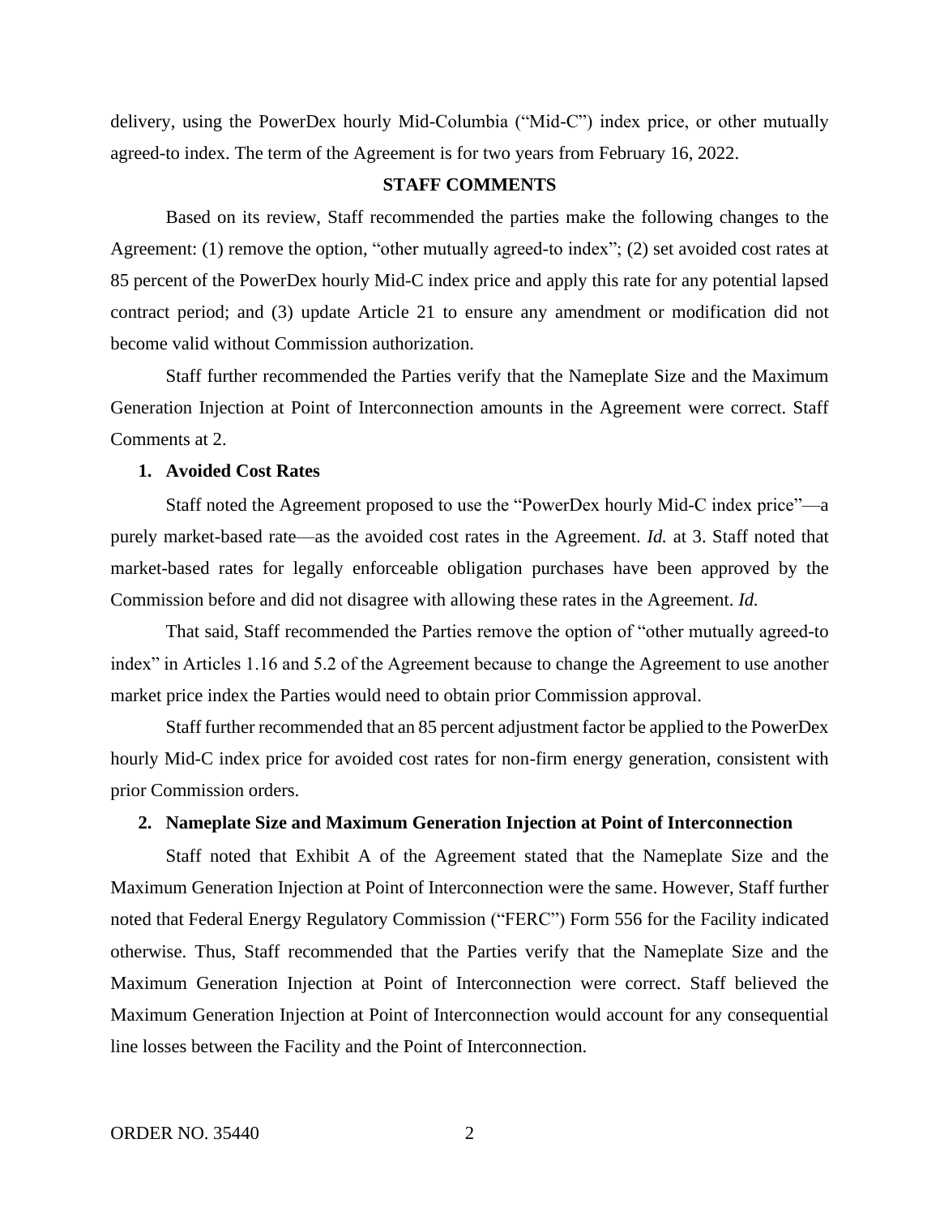delivery, using the PowerDex hourly Mid-Columbia ("Mid-C") index price, or other mutually agreed-to index. The term of the Agreement is for two years from February 16, 2022.

## STAFF COMMENTS

Based on its review, Staff recommended the parties make the following changes to the Agreement: (1) remove the option, "other mutually agreed-to index"; (2) set avoided cost rates at 85 percent of the PowerDex hourly Mid-C index price and apply this rate for any potential lapsed contract period; and (3) update Article 21 to ensure any amendment or modification did not become valid without Commission authorization.

Staff further recommended the Parties verify that the Nameplate Size and the Maximum Generation Injection at Point of Interconnection amounts in the Agreement were correct. Staff Comments at 2.

### 1. Avoided Cost Rates

Staff noted the Agreement proposed to use the "PowerDex hourly Mid-C index price"—a purely market-based rate—as the avoided cost rates in the Agreement. *Id.* at 3. Staff noted that market-based rates for legally enforceable obligation purchases have been approved by the Commission before and did not disagree with allowing these rates in the Agreement. *Id.*

That said, Staff recommended the Parties remove the option of "other mutually agreed-to index" in Articles 1.16 and 5.2 of the Agreement because to change the Agreement to use another market price index the Parties would need to obtain prior Commission approval.

Staff further recommended that an 85 percent adjustment factor be applied to the PowerDex hourly Mid-C index price for avoided cost rates for non-firm energy generation, consistent with prior Commission orders.

### 2. Nameplate Size and Maximum Generation Injection at Point of Interconnection

Staff noted that Exhibit A of the Agreement stated that the Nameplate Size and the Maximum Generation Injection at Point of Interconnection were the same. However, Staff further noted that Federal Energy Regulatory Commission ("FERC") Form 556 for the Facility indicated otherwise. Thus, Staff recommended that the Parties verify that the Nameplate Size and the Maximum Generation Injection at Point of Interconnection were correct. Staff believed the Maximum Generation Injection at Point of Interconnection would account for any consequential line losses between the Facility and the Point of Interconnection.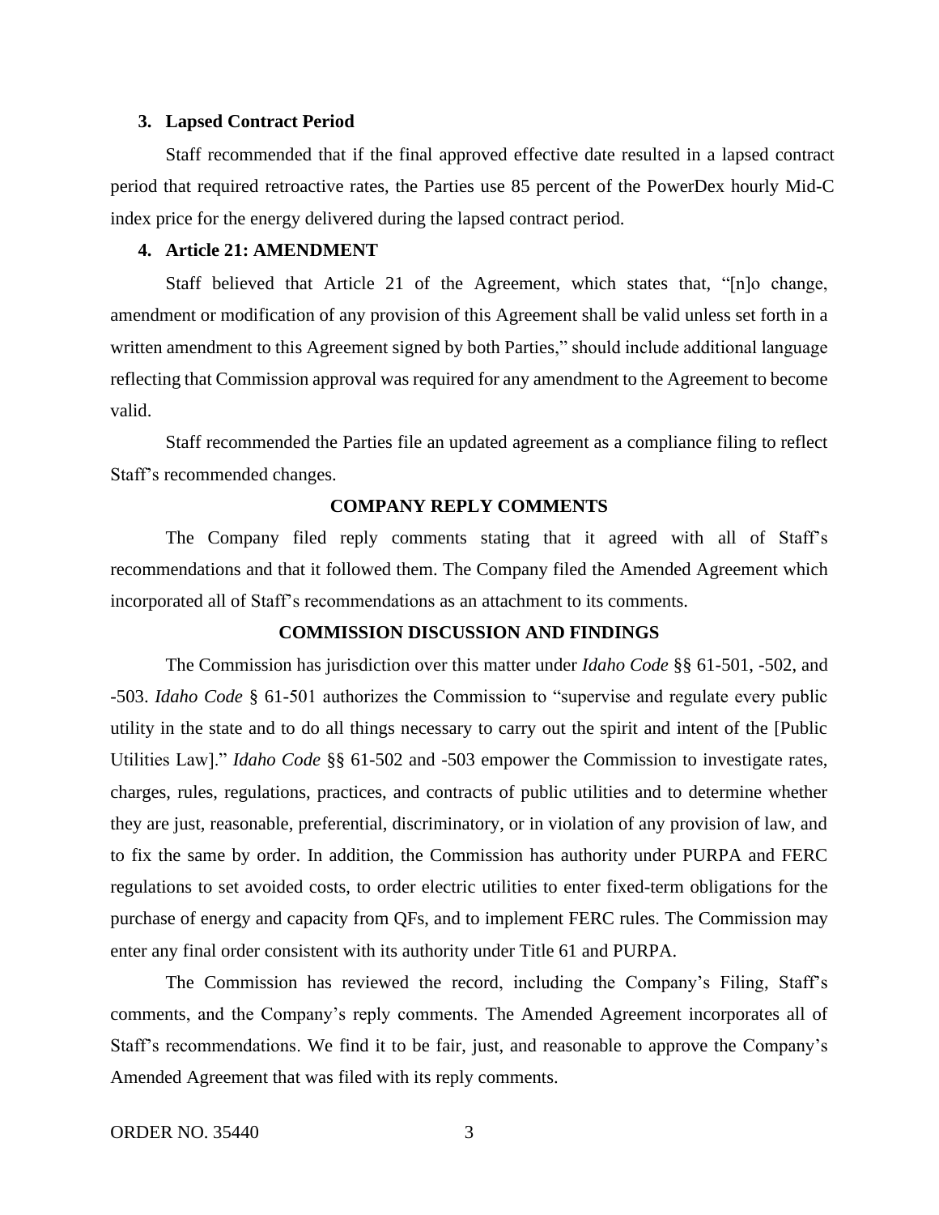### 3. Lapsed Contract Period

Staff recommended that if the final approved effective date resulted in a lapsed contract period that required retroactive rates, the Parties use 85 percent of the PowerDex hourly Mid-C index price for the energy delivered during the lapsed contract period.

### 4. Article 21: AMENDMENT

Staff believed that Article 21 of the Agreement, which states that, "[n]o change, amendment or modification of any provision of this Agreement shall be valid unless set forth in a written amendment to this Agreement signed by both Parties," should include additional language reflecting that Commission approval was required for any amendment to the Agreement to become valid.

Staff recommended the Parties file an updated agreement as a compliance filing to reflect Staff's recommended changes.

## COMPANY REPLY COMMENTS

The Company filed reply comments stating that it agreed with all of Staff's recommendations and that it followed them. The Company filed the Amended Agreement which incorporated all of Staff's recommendations as an attachment to its comments.

## COMMISSION DISCUSSION AND FINDINGS

The Commission has jurisdiction over this matter under *Idaho Code* §§ 61-501, -502, and -503. *Idaho Code* § 61-501 authorizes the Commission to "supervise and regulate every public utility in the state and to do all things necessary to carry out the spirit and intent of the [Public Utilities Law]." *Idaho Code* §§ 61-502 and -503 empower the Commission to investigate rates, charges, rules, regulations, practices, and contracts of public utilities and to determine whether they are just, reasonable, preferential, discriminatory, or in violation of any provision of law, and to fix the same by order. In addition, the Commission has authority under PURPA and FERC regulations to set avoided costs, to order electric utilities to enter fixed-term obligations for the purchase of energy and capacity from QFs, and to implement FERC rules. The Commission may enter any final order consistent with its authority under Title 61 and PURPA.

The Commission has reviewed the record, including the Company's Filing, Staff's comments, and the Company's reply comments. The Amended Agreement incorporates all of Staff's recommendations. We find it to be fair, just, and reasonable to approve the Company's Amended Agreement that was filed with its reply comments.

ORDER NO. 35440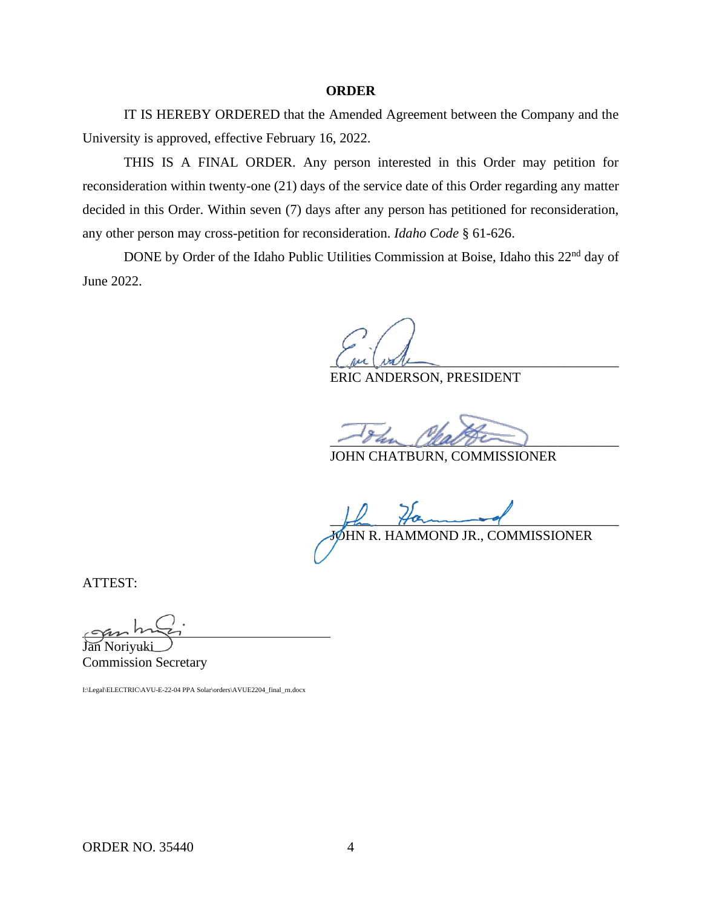**ORDER**

IT IS HEREBY ORDERED that the Amended Agreement between the Company and the University is approved, effective February 16, 2022.

THIS IS A FINAL ORDER. Any person interested in this Order may petition for reconsideration within twenty-one (21) days of the service date of this Order regarding any matter decided in this Order. Within seven (7) days after any person has petitioned for reconsideration, any other person may cross-petition for reconsideration. *Idaho Code* § 61-626.

DONE by Order of the Idaho Public Utilities Commission at Boise, Idaho this 22nd day of June 2022.

ERIC ANDERSON, PRESIDENT

JOHN CHATBURN, COMMISSIONER

JOHN R. HAMMOND JR., COMMISSIONER

ATTEST:

Jan Noriyuki
Commission Secretary

I:\Legal\ELECTRIC\AVU-E-22-04 PPA Solar\orders\AVUE2204_final_rn.docx

ORDER NO. 35440